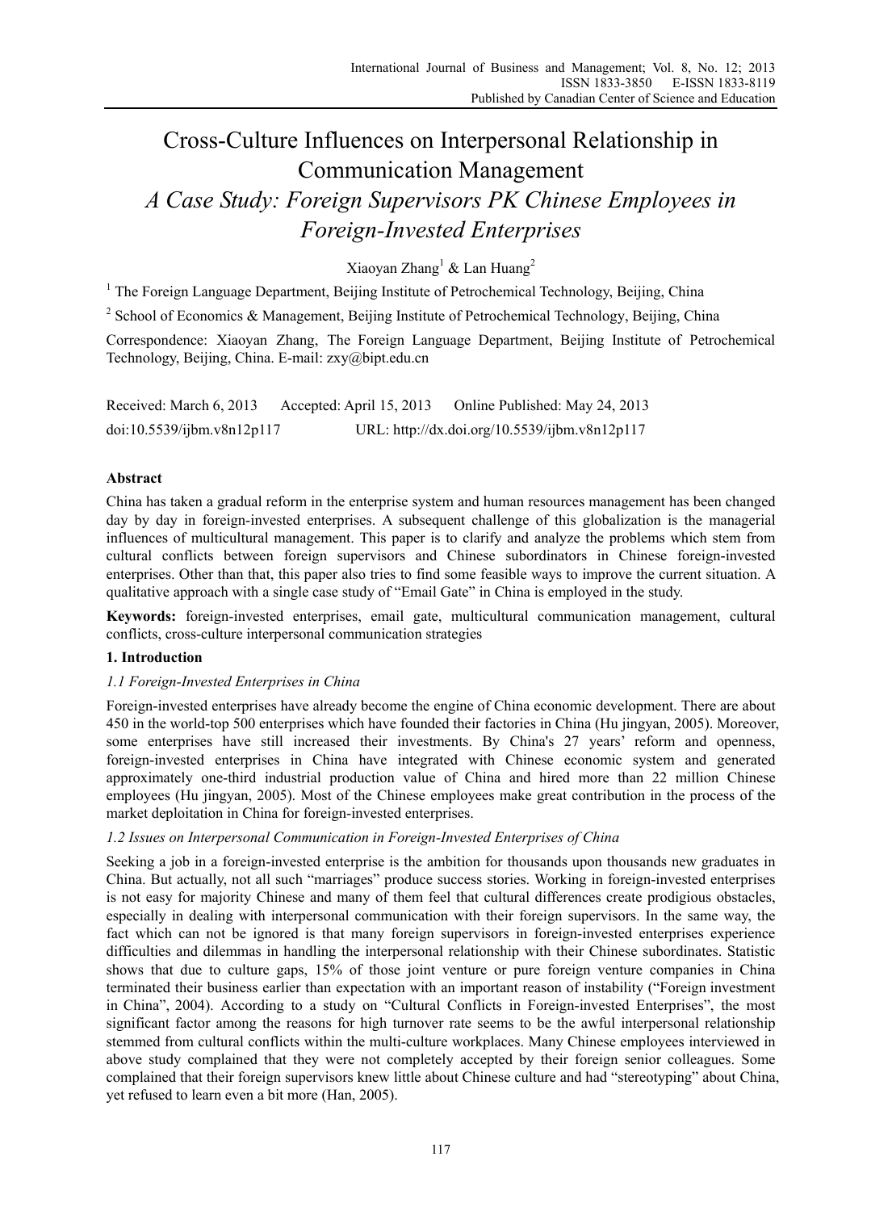# Cross-Culture Influences on Interpersonal Relationship in Communication Management

## *A Case Study: Foreign Supervisors PK Chinese Employees in Foreign-Invested Enterprises*

Xiaoyan Zhang[1] & Lan Huang[2]

[1] The Foreign Language Department, Beijing Institute of Petrochemical Technology, Beijing, China

[2] School of Economics & Management, Beijing Institute of Petrochemical Technology, Beijing, China

Correspondence: Xiaoyan Zhang, The Foreign Language Department, Beijing Institute of Petrochemical Technology, Beijing, China. E-mail: zxy@bipt.edu.cn

Received: March 6, 2013 Accepted: April 15, 2013 Online Published: May 24, 2013

doi:10.5539/ijbm.v8n12p117 URL: http://dx.doi.org/10.5539/ijbm.v8n12p117

**Abstract**

China has taken a gradual reform in the enterprise system and human resources management has been changed day by day in foreign-invested enterprises. A subsequent challenge of this globalization is the managerial influences of multicultural management. This paper is to clarify and analyze the problems which stem from cultural conflicts between foreign supervisors and Chinese subordinators in Chinese foreign-invested enterprises. Other than that, this paper also tries to find some feasible ways to improve the current situation. A qualitative approach with a single case study of "Email Gate" in China is employed in the study.

**Keywords:** foreign-invested enterprises, email gate, multicultural communication management, cultural conflicts, cross-culture interpersonal communication strategies

## 1. Introduction

### *1.1 Foreign-Invested Enterprises in China*

Foreign-invested enterprises have already become the engine of China economic development. There are about 450 in the world-top 500 enterprises which have founded their factories in China (Hu jingyan, 2005). Moreover, some enterprises have still increased their investments. By China's 27 years' reform and openness, foreign-invested enterprises in China have integrated with Chinese economic system and generated approximately one-third industrial production value of China and hired more than 22 million Chinese employees (Hu jingyan, 2005). Most of the Chinese employees make great contribution in the process of the market deploitation in China for foreign-invested enterprises.

### *1.2 Issues on Interpersonal Communication in Foreign-Invested Enterprises of China*

Seeking a job in a foreign-invested enterprise is the ambition for thousands upon thousands new graduates in China. But actually, not all such "marriages" produce success stories. Working in foreign-invested enterprises is not easy for majority Chinese and many of them feel that cultural differences create prodigious obstacles, especially in dealing with interpersonal communication with their foreign supervisors. In the same way, the fact which can not be ignored is that many foreign supervisors in foreign-invested enterprises experience difficulties and dilemmas in handling the interpersonal relationship with their Chinese subordinates. Statistic shows that due to culture gaps, 15% of those joint venture or pure foreign venture companies in China terminated their business earlier than expectation with an important reason of instability ("Foreign investment in China", 2004). According to a study on "Cultural Conflicts in Foreign-invested Enterprises", the most significant factor among the reasons for high turnover rate seems to be the awful interpersonal relationship stemmed from cultural conflicts within the multi-culture workplaces. Many Chinese employees interviewed in above study complained that they were not completely accepted by their foreign senior colleagues. Some complained that their foreign supervisors knew little about Chinese culture and had "stereotyping" about China, yet refused to learn even a bit more (Han, 2005).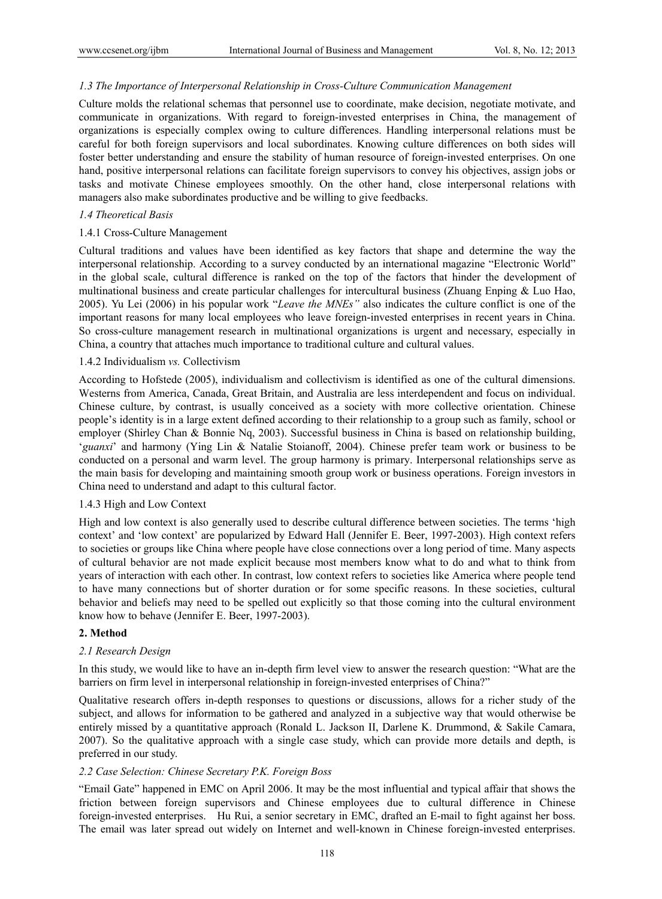### *1.3 The Importance of Interpersonal Relationship in Cross-Culture Communication Management*

Culture molds the relational schemas that personnel use to coordinate, make decision, negotiate motivate, and communicate in organizations. With regard to foreign-invested enterprises in China, the management of organizations is especially complex owing to culture differences. Handling interpersonal relations must be careful for both foreign supervisors and local subordinates. Knowing culture differences on both sides will foster better understanding and ensure the stability of human resource of foreign-invested enterprises. On one hand, positive interpersonal relations can facilitate foreign supervisors to convey his objectives, assign jobs or tasks and motivate Chinese employees smoothly. On the other hand, close interpersonal relations with managers also make subordinates productive and be willing to give feedbacks.

### *1.4 Theoretical Basis*

#### 1.4.1 Cross-Culture Management

Cultural traditions and values have been identified as key factors that shape and determine the way the interpersonal relationship. According to a survey conducted by an international magazine "Electronic World" in the global scale, cultural difference is ranked on the top of the factors that hinder the development of multinational business and create particular challenges for intercultural business (Zhuang Enping & Luo Hao, 2005). Yu Lei (2006) in his popular work "*Leave the MNEs"* also indicates the culture conflict is one of the important reasons for many local employees who leave foreign-invested enterprises in recent years in China. So cross-culture management research in multinational organizations is urgent and necessary, especially in China, a country that attaches much importance to traditional culture and cultural values.

#### 1.4.2 Individualism *vs.* Collectivism

According to Hofstede (2005), individualism and collectivism is identified as one of the cultural dimensions. Westerns from America, Canada, Great Britain, and Australia are less interdependent and focus on individual. Chinese culture, by contrast, is usually conceived as a society with more collective orientation. Chinese people's identity is in a large extent defined according to their relationship to a group such as family, school or employer (Shirley Chan & Bonnie Nq, 2003). Successful business in China is based on relationship building, '*guanxi*' and harmony (Ying Lin & Natalie Stoianoff, 2004). Chinese prefer team work or business to be conducted on a personal and warm level. The group harmony is primary. Interpersonal relationships serve as the main basis for developing and maintaining smooth group work or business operations. Foreign investors in China need to understand and adapt to this cultural factor.

#### 1.4.3 High and Low Context

High and low context is also generally used to describe cultural difference between societies. The terms 'high context' and 'low context' are popularized by Edward Hall (Jennifer E. Beer, 1997-2003). High context refers to societies or groups like China where people have close connections over a long period of time. Many aspects of cultural behavior are not made explicit because most members know what to do and what to think from years of interaction with each other. In contrast, low context refers to societies like America where people tend to have many connections but of shorter duration or for some specific reasons. In these societies, cultural behavior and beliefs may need to be spelled out explicitly so that those coming into the cultural environment know how to behave (Jennifer E. Beer, 1997-2003).

## 2. Method

### *2.1 Research Design*

In this study, we would like to have an in-depth firm level view to answer the research question: "What are the barriers on firm level in interpersonal relationship in foreign-invested enterprises of China?"

Qualitative research offers in-depth responses to questions or discussions, allows for a richer study of the subject, and allows for information to be gathered and analyzed in a subjective way that would otherwise be entirely missed by a quantitative approach (Ronald L. Jackson II, Darlene K. Drummond, & Sakile Camara, 2007). So the qualitative approach with a single case study, which can provide more details and depth, is preferred in our study.

### *2.2 Case Selection: Chinese Secretary P.K. Foreign Boss*

"Email Gate" happened in EMC on April 2006. It may be the most influential and typical affair that shows the friction between foreign supervisors and Chinese employees due to cultural difference in Chinese foreign-invested enterprises. Hu Rui, a senior secretary in EMC, drafted an E-mail to fight against her boss. The email was later spread out widely on Internet and well-known in Chinese foreign-invested enterprises.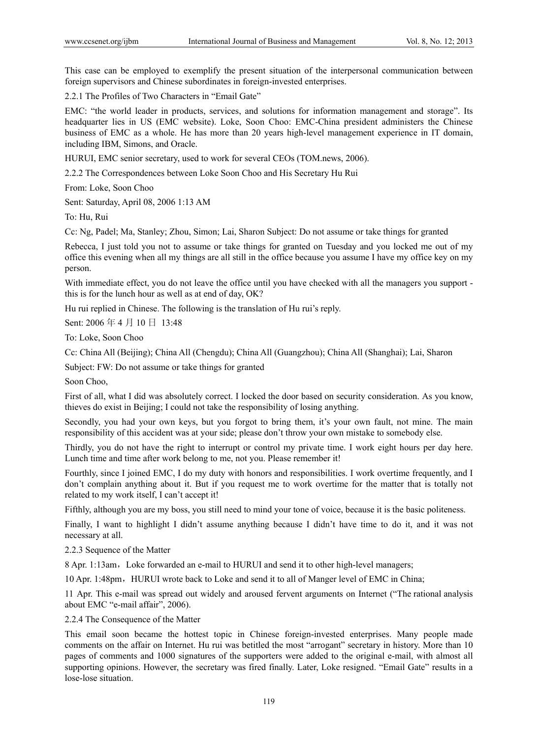This case can be employed to exemplify the present situation of the interpersonal communication between foreign supervisors and Chinese subordinates in foreign-invested enterprises.

#### 2.2.1 The Profiles of Two Characters in "Email Gate"

EMC: "the world leader in products, services, and solutions for information management and storage". Its headquarter lies in US (EMC website). Loke, Soon Choo: EMC-China president administers the Chinese business of EMC as a whole. He has more than 20 years high-level management experience in IT domain, including IBM, Simons, and Oracle.

HURUI, EMC senior secretary, used to work for several CEOs (TOM.news, 2006).

#### 2.2.2 The Correspondences between Loke Soon Choo and His Secretary Hu Rui

From: Loke, Soon Choo

Sent: Saturday, April 08, 2006 1:13 AM

To: Hu, Rui

Cc: Ng, Padel; Ma, Stanley; Zhou, Simon; Lai, Sharon Subject: Do not assume or take things for granted

Rebecca, I just told you not to assume or take things for granted on Tuesday and you locked me out of my office this evening when all my things are all still in the office because you assume I have my office key on my person.

With immediate effect, you do not leave the office until you have checked with all the managers you support - this is for the lunch hour as well as at end of day, OK?

Hu rui replied in Chinese. The following is the translation of Hu rui's reply.

Sent: 2006 年 4 月 10 日 13:48

To: Loke, Soon Choo

Cc: China All (Beijing); China All (Chengdu); China All (Guangzhou); China All (Shanghai); Lai, Sharon

Subject: FW: Do not assume or take things for granted

Soon Choo,

First of all, what I did was absolutely correct. I locked the door based on security consideration. As you know, thieves do exist in Beijing; I could not take the responsibility of losing anything.

Secondly, you had your own keys, but you forgot to bring them, it's your own fault, not mine. The main responsibility of this accident was at your side; please don't throw your own mistake to somebody else.

Thirdly, you do not have the right to interrupt or control my private time. I work eight hours per day here. Lunch time and time after work belong to me, not you. Please remember it!

Fourthly, since I joined EMC, I do my duty with honors and responsibilities. I work overtime frequently, and I don't complain anything about it. But if you request me to work overtime for the matter that is totally not related to my work itself, I can't accept it!

Fifthly, although you are my boss, you still need to mind your tone of voice, because it is the basic politeness.

Finally, I want to highlight I didn't assume anything because I didn't have time to do it, and it was not necessary at all.

#### 2.2.3 Sequence of the Matter

8 Apr. 1:13am，Loke forwarded an e-mail to HURUI and send it to other high-level managers;

10 Apr. 1:48pm，HURUI wrote back to Loke and send it to all of Manger level of EMC in China;

11 Apr. This e-mail was spread out widely and aroused fervent arguments on Internet ("The rational analysis about EMC "e-mail affair", 2006).

#### 2.2.4 The Consequence of the Matter

This email soon became the hottest topic in Chinese foreign-invested enterprises. Many people made comments on the affair on Internet. Hu rui was betitled the most "arrogant" secretary in history. More than 10 pages of comments and 1000 signatures of the supporters were added to the original e-mail, with almost all supporting opinions. However, the secretary was fired finally. Later, Loke resigned. "Email Gate" results in a lose-lose situation.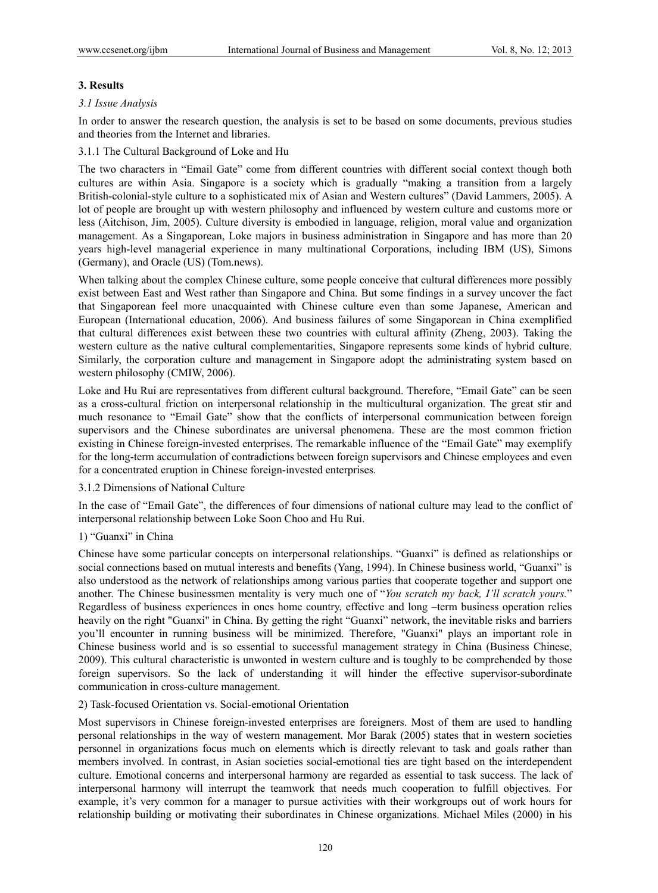## 3. Results

### *3.1 Issue Analysis*

In order to answer the research question, the analysis is set to be based on some documents, previous studies and theories from the Internet and libraries.

#### 3.1.1 The Cultural Background of Loke and Hu

The two characters in "Email Gate" come from different countries with different social context though both cultures are within Asia. Singapore is a society which is gradually "making a transition from a largely British-colonial-style culture to a sophisticated mix of Asian and Western cultures" (David Lammers, 2005). A lot of people are brought up with western philosophy and influenced by western culture and customs more or less (Aitchison, Jim, 2005). Culture diversity is embodied in language, religion, moral value and organization management. As a Singaporean, Loke majors in business administration in Singapore and has more than 20 years high-level managerial experience in many multinational Corporations, including IBM (US), Simons (Germany), and Oracle (US) (Tom.news).

When talking about the complex Chinese culture, some people conceive that cultural differences more possibly exist between East and West rather than Singapore and China. But some findings in a survey uncover the fact that Singaporean feel more unacquainted with Chinese culture even than some Japanese, American and European (International education, 2006). And business failures of some Singaporean in China exemplified that cultural differences exist between these two countries with cultural affinity (Zheng, 2003). Taking the western culture as the native cultural complementarities, Singapore represents some kinds of hybrid culture. Similarly, the corporation culture and management in Singapore adopt the administrating system based on western philosophy (CMIW, 2006).

Loke and Hu Rui are representatives from different cultural background. Therefore, "Email Gate" can be seen as a cross-cultural friction on interpersonal relationship in the multicultural organization. The great stir and much resonance to "Email Gate" show that the conflicts of interpersonal communication between foreign supervisors and the Chinese subordinates are universal phenomena. These are the most common friction existing in Chinese foreign-invested enterprises. The remarkable influence of the "Email Gate" may exemplify for the long-term accumulation of contradictions between foreign supervisors and Chinese employees and even for a concentrated eruption in Chinese foreign-invested enterprises.

#### 3.1.2 Dimensions of National Culture

In the case of "Email Gate", the differences of four dimensions of national culture may lead to the conflict of interpersonal relationship between Loke Soon Choo and Hu Rui.

1) "Guanxi" in China

Chinese have some particular concepts on interpersonal relationships. "Guanxi" is defined as relationships or social connections based on mutual interests and benefits (Yang, 1994). In Chinese business world, "Guanxi" is also understood as the network of relationships among various parties that cooperate together and support one another. The Chinese businessmen mentality is very much one of "*You scratch my back, I'll scratch yours.*" Regardless of business experiences in ones home country, effective and long –term business operation relies heavily on the right "Guanxi" in China. By getting the right "Guanxi" network, the inevitable risks and barriers you'll encounter in running business will be minimized. Therefore, "Guanxi" plays an important role in Chinese business world and is so essential to successful management strategy in China (Business Chinese, 2009). This cultural characteristic is unwonted in western culture and is toughly to be comprehended by those foreign supervisors. So the lack of understanding it will hinder the effective supervisor-subordinate communication in cross-culture management.

2) Task-focused Orientation vs. Social-emotional Orientation

Most supervisors in Chinese foreign-invested enterprises are foreigners. Most of them are used to handling personal relationships in the way of western management. Mor Barak (2005) states that in western societies personnel in organizations focus much on elements which is directly relevant to task and goals rather than members involved. In contrast, in Asian societies social-emotional ties are tight based on the interdependent culture. Emotional concerns and interpersonal harmony are regarded as essential to task success. The lack of interpersonal harmony will interrupt the teamwork that needs much cooperation to fulfill objectives. For example, it's very common for a manager to pursue activities with their workgroups out of work hours for relationship building or motivating their subordinates in Chinese organizations. Michael Miles (2000) in his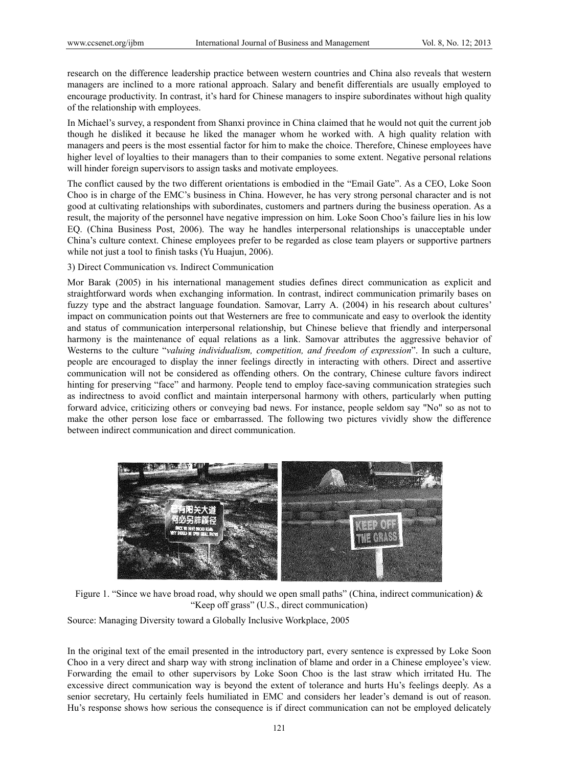research on the difference leadership practice between western countries and China also reveals that western managers are inclined to a more rational approach. Salary and benefit differentials are usually employed to encourage productivity. In contrast, it's hard for Chinese managers to inspire subordinates without high quality of the relationship with employees.

In Michael's survey, a respondent from Shanxi province in China claimed that he would not quit the current job though he disliked it because he liked the manager whom he worked with. A high quality relation with managers and peers is the most essential factor for him to make the choice. Therefore, Chinese employees have higher level of loyalties to their managers than to their companies to some extent. Negative personal relations will hinder foreign supervisors to assign tasks and motivate employees.

The conflict caused by the two different orientations is embodied in the "Email Gate". As a CEO, Loke Soon Choo is in charge of the EMC's business in China. However, he has very strong personal character and is not good at cultivating relationships with subordinates, customers and partners during the business operation. As a result, the majority of the personnel have negative impression on him. Loke Soon Choo's failure lies in his low EQ. (China Business Post, 2006). The way he handles interpersonal relationships is unacceptable under China's culture context. Chinese employees prefer to be regarded as close team players or supportive partners while not just a tool to finish tasks (Yu Huajun, 2006).

3) Direct Communication vs. Indirect Communication

Mor Barak (2005) in his international management studies defines direct communication as explicit and straightforward words when exchanging information. In contrast, indirect communication primarily bases on fuzzy type and the abstract language foundation. Samovar, Larry A. (2004) in his research about cultures' impact on communication points out that Westerners are free to communicate and easy to overlook the identity and status of communication interpersonal relationship, but Chinese believe that friendly and interpersonal harmony is the maintenance of equal relations as a link. Samovar attributes the aggressive behavior of Westerns to the culture "*valuing individualism, competition, and freedom of expression*". In such a culture, people are encouraged to display the inner feelings directly in interacting with others. Direct and assertive communication will not be considered as offending others. On the contrary, Chinese culture favors indirect hinting for preserving "face" and harmony. People tend to employ face-saving communication strategies such as indirectness to avoid conflict and maintain interpersonal harmony with others, particularly when putting forward advice, criticizing others or conveying bad news. For instance, people seldom say "No" so as not to make the other person lose face or embarrassed. The following two pictures vividly show the difference between indirect communication and direct communication.

Figure 1. "Since we have broad road, why should we open small paths" (China, indirect communication) & "Keep off grass" (U.S., direct communication)

Source: Managing Diversity toward a Globally Inclusive Workplace, 2005

In the original text of the email presented in the introductory part, every sentence is expressed by Loke Soon Choo in a very direct and sharp way with strong inclination of blame and order in a Chinese employee's view. Forwarding the email to other supervisors by Loke Soon Choo is the last straw which irritated Hu. The excessive direct communication way is beyond the extent of tolerance and hurts Hu's feelings deeply. As a senior secretary, Hu certainly feels humiliated in EMC and considers her leader's demand is out of reason. Hu's response shows how serious the consequence is if direct communication can not be employed delicately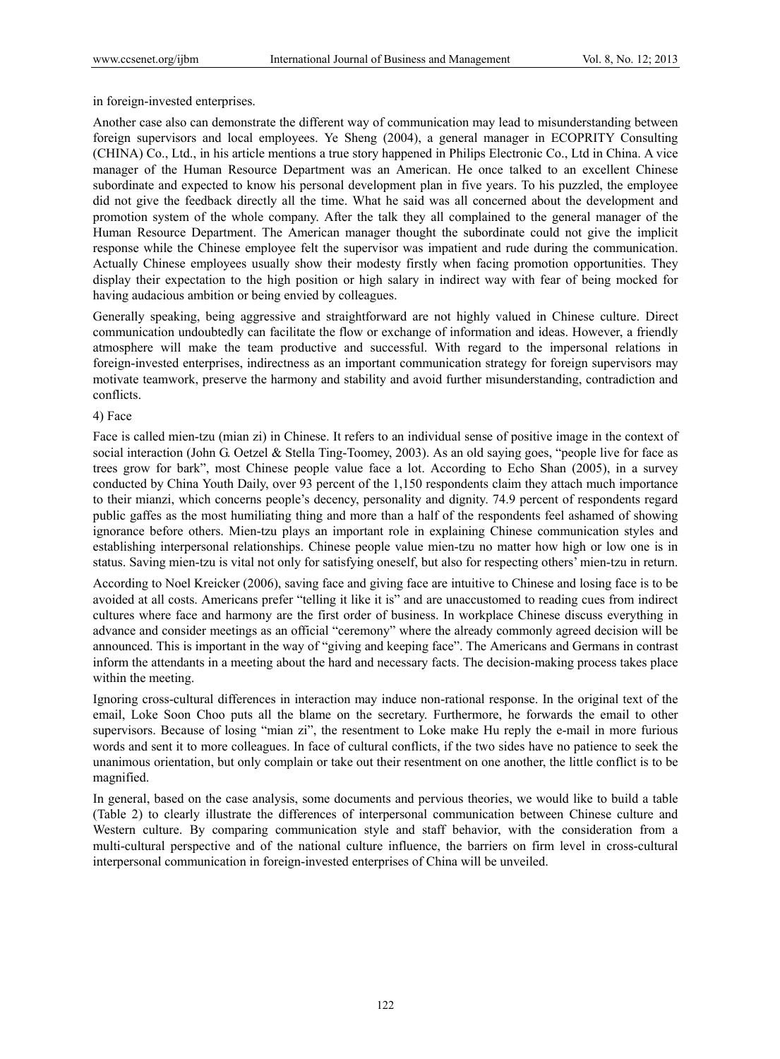in foreign-invested enterprises.

Another case also can demonstrate the different way of communication may lead to misunderstanding between foreign supervisors and local employees. Ye Sheng (2004), a general manager in ECOPRITY Consulting (CHINA) Co., Ltd., in his article mentions a true story happened in Philips Electronic Co., Ltd in China. A vice manager of the Human Resource Department was an American. He once talked to an excellent Chinese subordinate and expected to know his personal development plan in five years. To his puzzled, the employee did not give the feedback directly all the time. What he said was all concerned about the development and promotion system of the whole company. After the talk they all complained to the general manager of the Human Resource Department. The American manager thought the subordinate could not give the implicit response while the Chinese employee felt the supervisor was impatient and rude during the communication. Actually Chinese employees usually show their modesty firstly when facing promotion opportunities. They display their expectation to the high position or high salary in indirect way with fear of being mocked for having audacious ambition or being envied by colleagues.

Generally speaking, being aggressive and straightforward are not highly valued in Chinese culture. Direct communication undoubtedly can facilitate the flow or exchange of information and ideas. However, a friendly atmosphere will make the team productive and successful. With regard to the impersonal relations in foreign-invested enterprises, indirectness as an important communication strategy for foreign supervisors may motivate teamwork, preserve the harmony and stability and avoid further misunderstanding, contradiction and conflicts.

4) Face

Face is called mien-tzu (mian zi) in Chinese. It refers to an individual sense of positive image in the context of social interaction (John G. Oetzel & Stella Ting-Toomey, 2003). As an old saying goes, "people live for face as trees grow for bark", most Chinese people value face a lot. According to Echo Shan (2005), in a survey conducted by China Youth Daily, over 93 percent of the 1,150 respondents claim they attach much importance to their mianzi, which concerns people's decency, personality and dignity. 74.9 percent of respondents regard public gaffes as the most humiliating thing and more than a half of the respondents feel ashamed of showing ignorance before others. Mien-tzu plays an important role in explaining Chinese communication styles and establishing interpersonal relationships. Chinese people value mien-tzu no matter how high or low one is in status. Saving mien-tzu is vital not only for satisfying oneself, but also for respecting others' mien-tzu in return.

According to Noel Kreicker (2006), saving face and giving face are intuitive to Chinese and losing face is to be avoided at all costs. Americans prefer "telling it like it is" and are unaccustomed to reading cues from indirect cultures where face and harmony are the first order of business. In workplace Chinese discuss everything in advance and consider meetings as an official "ceremony" where the already commonly agreed decision will be announced. This is important in the way of "giving and keeping face". The Americans and Germans in contrast inform the attendants in a meeting about the hard and necessary facts. The decision-making process takes place within the meeting.

Ignoring cross-cultural differences in interaction may induce non-rational response. In the original text of the email, Loke Soon Choo puts all the blame on the secretary. Furthermore, he forwards the email to other supervisors. Because of losing "mian zi", the resentment to Loke make Hu reply the e-mail in more furious words and sent it to more colleagues. In face of cultural conflicts, if the two sides have no patience to seek the unanimous orientation, but only complain or take out their resentment on one another, the little conflict is to be magnified.

In general, based on the case analysis, some documents and pervious theories, we would like to build a table (Table 2) to clearly illustrate the differences of interpersonal communication between Chinese culture and Western culture. By comparing communication style and staff behavior, with the consideration from a multi-cultural perspective and of the national culture influence, the barriers on firm level in cross-cultural interpersonal communication in foreign-invested enterprises of China will be unveiled.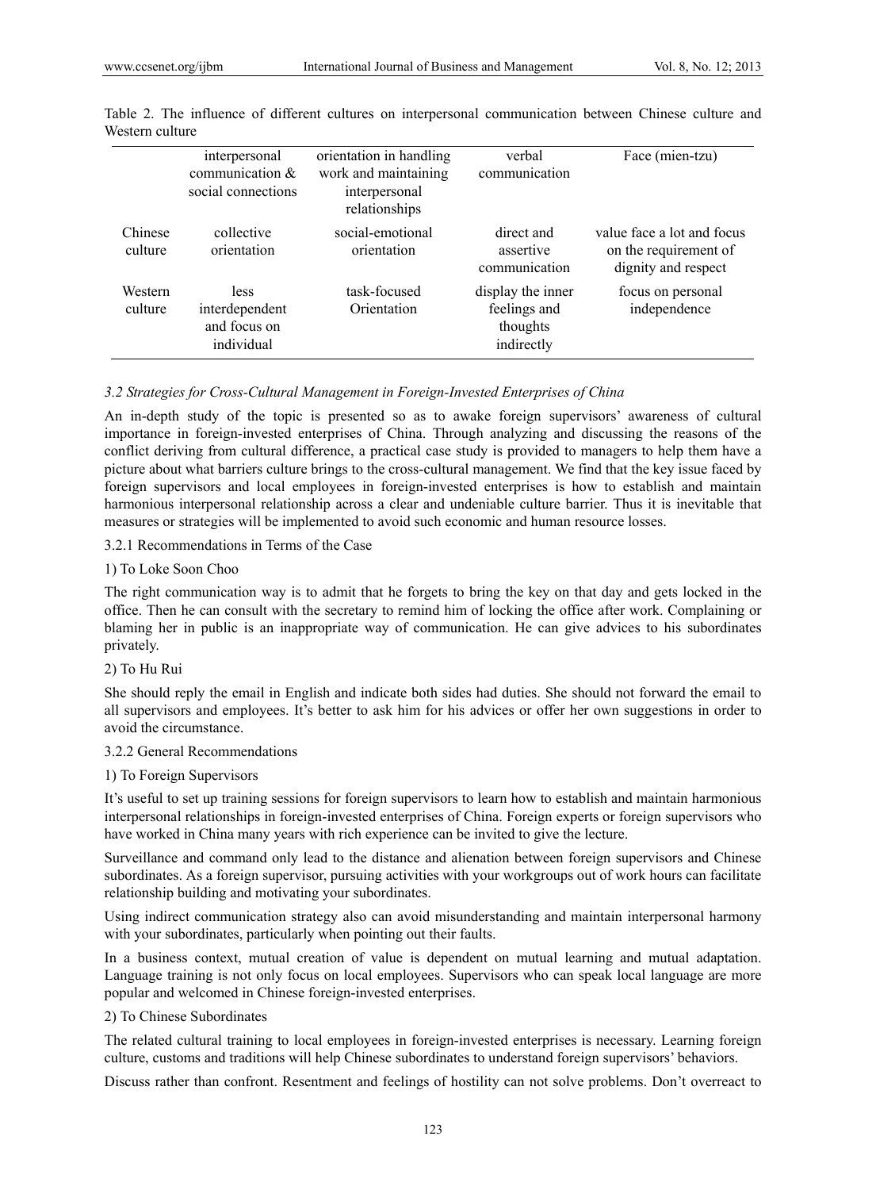Table 2. The influence of different cultures on interpersonal communication between Chinese culture and Western culture

| | interpersonal communication & social connections | orientation in handling work and maintaining interpersonal relationships | verbal communication | Face (mien-tzu) |
|---|---|---|---|---|
| Chinese culture | collective orientation | social-emotional orientation | direct and assertive communication | value face a lot and focus on the requirement of dignity and respect |
| Western culture | less interdependent and focus on individual | task-focused Orientation | display the inner feelings and thoughts indirectly | focus on personal independence |

### *3.2 Strategies for Cross-Cultural Management in Foreign-Invested Enterprises of China*

An in-depth study of the topic is presented so as to awake foreign supervisors' awareness of cultural importance in foreign-invested enterprises of China. Through analyzing and discussing the reasons of the conflict deriving from cultural difference, a practical case study is provided to managers to help them have a picture about what barriers culture brings to the cross-cultural management. We find that the key issue faced by foreign supervisors and local employees in foreign-invested enterprises is how to establish and maintain harmonious interpersonal relationship across a clear and undeniable culture barrier. Thus it is inevitable that measures or strategies will be implemented to avoid such economic and human resource losses.

#### 3.2.1 Recommendations in Terms of the Case

1) To Loke Soon Choo

The right communication way is to admit that he forgets to bring the key on that day and gets locked in the office. Then he can consult with the secretary to remind him of locking the office after work. Complaining or blaming her in public is an inappropriate way of communication. He can give advices to his subordinates privately.

2) To Hu Rui

She should reply the email in English and indicate both sides had duties. She should not forward the email to all supervisors and employees. It's better to ask him for his advices or offer her own suggestions in order to avoid the circumstance.

#### 3.2.2 General Recommendations

1) To Foreign Supervisors

It's useful to set up training sessions for foreign supervisors to learn how to establish and maintain harmonious interpersonal relationships in foreign-invested enterprises of China. Foreign experts or foreign supervisors who have worked in China many years with rich experience can be invited to give the lecture.

Surveillance and command only lead to the distance and alienation between foreign supervisors and Chinese subordinates. As a foreign supervisor, pursuing activities with your workgroups out of work hours can facilitate relationship building and motivating your subordinates.

Using indirect communication strategy also can avoid misunderstanding and maintain interpersonal harmony with your subordinates, particularly when pointing out their faults.

In a business context, mutual creation of value is dependent on mutual learning and mutual adaptation. Language training is not only focus on local employees. Supervisors who can speak local language are more popular and welcomed in Chinese foreign-invested enterprises.

2) To Chinese Subordinates

The related cultural training to local employees in foreign-invested enterprises is necessary. Learning foreign culture, customs and traditions will help Chinese subordinates to understand foreign supervisors' behaviors.

Discuss rather than confront. Resentment and feelings of hostility can not solve problems. Don't overreact to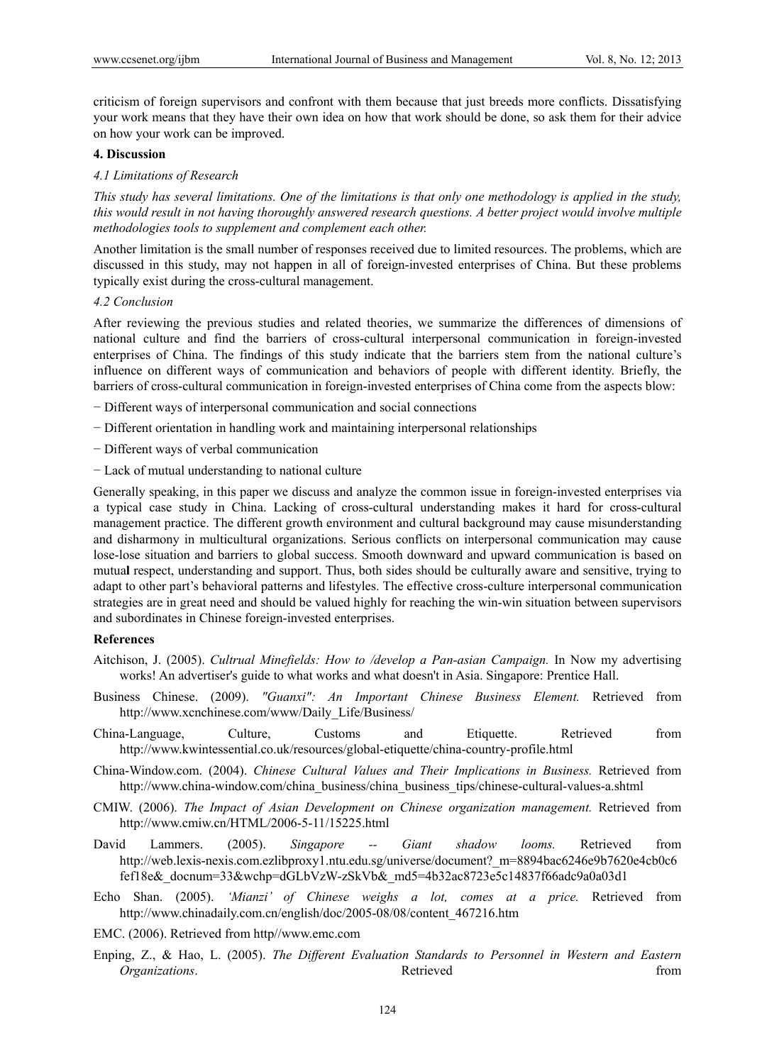criticism of foreign supervisors and confront with them because that just breeds more conflicts. Dissatisfying your work means that they have their own idea on how that work should be done, so ask them for their advice on how your work can be improved.

## 4. Discussion

### 4.1 Limitations of Research

*This study has several limitations. One of the limitations is that only one methodology is applied in the study, this would result in not having thoroughly answered research questions. A better project would involve multiple methodologies tools to supplement and complement each other.*

Another limitation is the small number of responses received due to limited resources. The problems, which are discussed in this study, may not happen in all of foreign-invested enterprises of China. But these problems typically exist during the cross-cultural management.

### 4.2 Conclusion

After reviewing the previous studies and related theories, we summarize the differences of dimensions of national culture and find the barriers of cross-cultural interpersonal communication in foreign-invested enterprises of China. The findings of this study indicate that the barriers stem from the national culture's influence on different ways of communication and behaviors of people with different identity. Briefly, the barriers of cross-cultural communication in foreign-invested enterprises of China come from the aspects blow:

− Different ways of interpersonal communication and social connections

− Different orientation in handling work and maintaining interpersonal relationships

− Different ways of verbal communication

− Lack of mutual understanding to national culture

Generally speaking, in this paper we discuss and analyze the common issue in foreign-invested enterprises via a typical case study in China. Lacking of cross-cultural understanding makes it hard for cross-cultural management practice. The different growth environment and cultural background may cause misunderstanding and disharmony in multicultural organizations. Serious conflicts on interpersonal communication may cause lose-lose situation and barriers to global success. Smooth downward and upward communication is based on mutual respect, understanding and support. Thus, both sides should be culturally aware and sensitive, trying to adapt to other part's behavioral patterns and lifestyles. The effective cross-culture interpersonal communication strategies are in great need and should be valued highly for reaching the win-win situation between supervisors and subordinates in Chinese foreign-invested enterprises.

## References

Aitchison, J. (2005). *Cultrual Minefields: How to /develop a Pan-asian Campaign.* In Now my advertising works! An advertiser's guide to what works and what doesn't in Asia. Singapore: Prentice Hall.

Business Chinese. (2009). *"Guanxi": An Important Chinese Business Element.* Retrieved from http://www.xcnchinese.com/www/Daily_Life/Business/

China-Language, Culture, Customs and Etiquette. Retrieved from http://www.kwintessential.co.uk/resources/global-etiquette/china-country-profile.html

China-Window.com. (2004). *Chinese Cultural Values and Their Implications in Business.* Retrieved from http://www.china-window.com/china_business/china_business_tips/chinese-cultural-values-a.shtml

CMIW. (2006). *The Impact of Asian Development on Chinese organization management.* Retrieved from http://www.cmiw.cn/HTML/2006-5-11/15225.html

David Lammers. (2005). *Singapore -- Giant shadow looms.* Retrieved from http://web.lexis-nexis.com.ezlibproxy1.ntu.edu.sg/universe/document?_m=8894bac6246e9b7620e4cb0c6fef18e&_docnum=33&wchp=dGLbVzW-zSkVb&_md5=4b32ac8723e5c14837f66adc9a0a03d1

Echo Shan. (2005). *'Mianzi' of Chinese weighs a lot, comes at a price.* Retrieved from http://www.chinadaily.com.cn/english/doc/2005-08/08/content_467216.htm

EMC. (2006). Retrieved from http//www.emc.com

Enping, Z., & Hao, L. (2005). *The Different Evaluation Standards to Personnel in Western and Eastern Organizations*. Retrieved from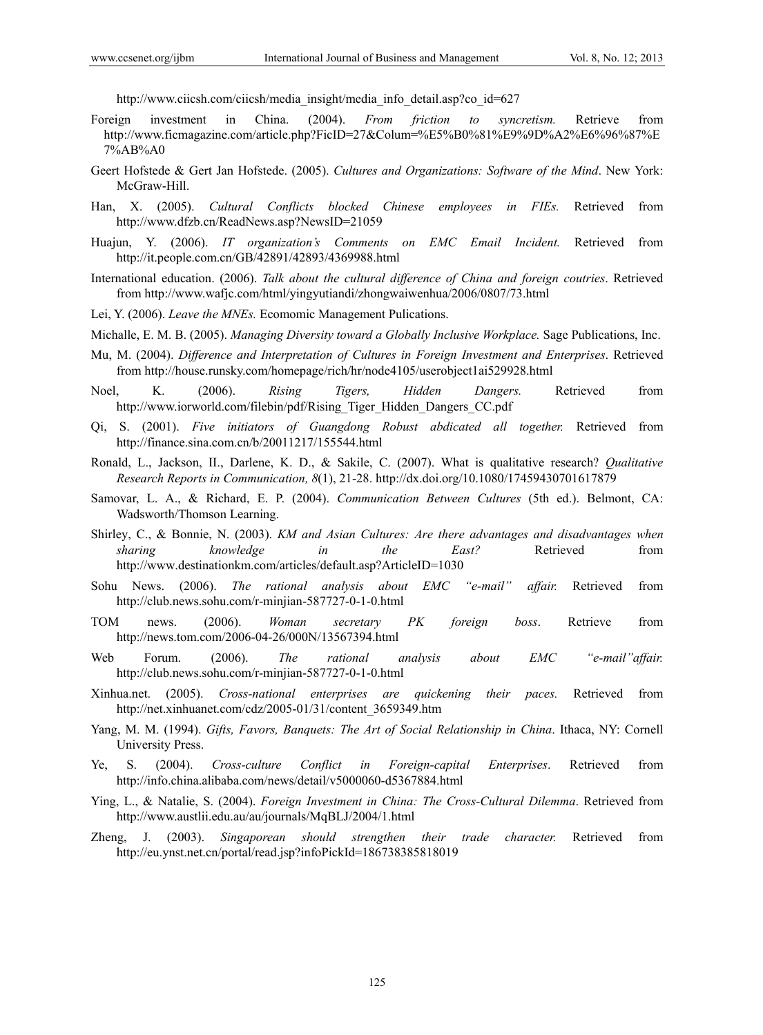http://www.ciicsh.com/ciicsh/media_insight/media_info_detail.asp?co_id=627

Foreign investment in China. (2004). *From friction to syncretism.* Retrieve from http://www.ficmagazine.com/article.php?FicID=27&Colum=%E5%B0%81%E9%9D%A2%E6%96%87%E7%AB%A0

Geert Hofstede & Gert Jan Hofstede. (2005). *Cultures and Organizations: Software of the Mind*. New York: McGraw-Hill.

Han, X. (2005). *Cultural Conflicts blocked Chinese employees in FIEs.* Retrieved from http://www.dfzb.cn/ReadNews.asp?NewsID=21059

Huajun, Y. (2006). *IT organization's Comments on EMC Email Incident.* Retrieved from http://it.people.com.cn/GB/42891/42893/4369988.html

International education. (2006). *Talk about the cultural difference of China and foreign coutries*. Retrieved from http://www.wafjc.com/html/yingyutiandi/zhongwaiwenhua/2006/0807/73.html

Lei, Y. (2006). *Leave the MNEs.* Ecomomic Management Pulications.

Michalle, E. M. B. (2005). *Managing Diversity toward a Globally Inclusive Workplace.* Sage Publications, Inc.

Mu, M. (2004). *Difference and Interpretation of Cultures in Foreign Investment and Enterprises*. Retrieved from http://house.runsky.com/homepage/rich/hr/node4105/userobject1ai529928.html

Noel, K. (2006). *Rising Tigers, Hidden Dangers.* Retrieved from http://www.iorworld.com/filebin/pdf/Rising_Tiger_Hidden_Dangers_CC.pdf

Qi, S. (2001). *Five initiators of Guangdong Robust abdicated all together.* Retrieved from http://finance.sina.com.cn/b/20011217/155544.html

Ronald, L., Jackson, II., Darlene, K. D., & Sakile, C. (2007). What is qualitative research? *Qualitative Research Reports in Communication, 8*(1), 21-28. http://dx.doi.org/10.1080/17459430701617879

Samovar, L. A., & Richard, E. P. (2004). *Communication Between Cultures* (5th ed.). Belmont, CA: Wadsworth/Thomson Learning.

Shirley, C., & Bonnie, N. (2003). *KM and Asian Cultures: Are there advantages and disadvantages when sharing knowledge in the East?* Retrieved from http://www.destinationkm.com/articles/default.asp?ArticleID=1030

Sohu News. (2006). *The rational analysis about EMC "e-mail" affair.* Retrieved from http://club.news.sohu.com/r-minjian-587727-0-1-0.html

TOM news. (2006). *Woman secretary PK foreign boss*. Retrieve from http://news.tom.com/2006-04-26/000N/13567394.html

Web Forum. (2006). *The rational analysis about EMC "e-mail"affair.* http://club.news.sohu.com/r-minjian-587727-0-1-0.html

Xinhua.net. (2005). *Cross-national enterprises are quickening their paces.* Retrieved from http://net.xinhuanet.com/cdz/2005-01/31/content_3659349.htm

Yang, M. M. (1994). *Gifts, Favors, Banquets: The Art of Social Relationship in China*. Ithaca, NY: Cornell University Press.

Ye, S. (2004). *Cross-culture Conflict in Foreign-capital Enterprises*. Retrieved from http://info.china.alibaba.com/news/detail/v5000060-d5367884.html

Ying, L., & Natalie, S. (2004). *Foreign Investment in China: The Cross-Cultural Dilemma*. Retrieved from http://www.austlii.edu.au/au/journals/MqBLJ/2004/1.html

Zheng, J. (2003). *Singaporean should strengthen their trade character.* Retrieved from http://eu.ynst.net.cn/portal/read.jsp?infoPickId=186738385818019